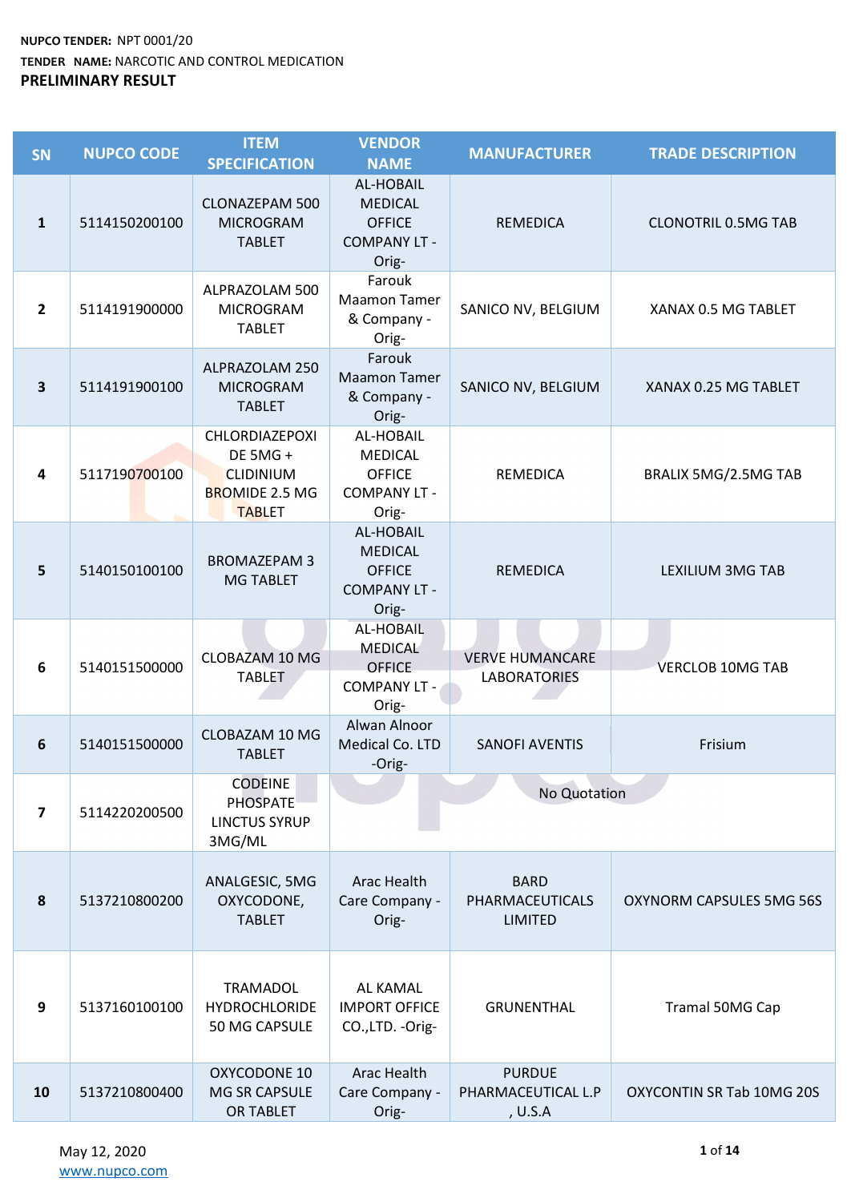**NUPCO TENDER:** NPT 0001/20

**TENDER NAME:** NARCOTIC AND CONTROL MEDICATION

**PRELIMINARY RESULT**

| SN | NUPCO CODE | ITEM SPECIFICATION | VENDOR NAME | MANUFACTURER | TRADE DESCRIPTION |
|---|---|---|---|---|---|
| 1 | 5114150200100 | CLONAZEPAM 500 MICROGRAM TABLET | AL-HOBAIL MEDICAL OFFICE COMPANY LT -Orig- | REMEDICA | CLONOTRIL 0.5MG TAB |
| 2 | 5114191900000 | ALPRAZOLAM 500 MICROGRAM TABLET | Farouk Maamon Tamer & Company -Orig- | SANICO NV, BELGIUM | XANAX 0.5 MG TABLET |
| 3 | 5114191900100 | ALPRAZOLAM 250 MICROGRAM TABLET | Farouk Maamon Tamer & Company -Orig- | SANICO NV, BELGIUM | XANAX 0.25 MG TABLET |
| 4 | 5117190700100 | CHLORDIAZEPOXIDE 5MG + CLIDINIUM BROMIDE 2.5 MG TABLET | AL-HOBAIL MEDICAL OFFICE COMPANY LT -Orig- | REMEDICA | BRALIX 5MG/2.5MG TAB |
| 5 | 5140150100100 | BROMAZEPAM 3 MG TABLET | AL-HOBAIL MEDICAL OFFICE COMPANY LT -Orig- | REMEDICA | LEXILIUM 3MG TAB |
| 6 | 5140151500000 | CLOBAZAM 10 MG TABLET | AL-HOBAIL MEDICAL OFFICE COMPANY LT -Orig- | VERVE HUMANCARE LABORATORIES | VERCLOB 10MG TAB |
| 6 | 5140151500000 | CLOBAZAM 10 MG TABLET | Alwan Alnoor Medical Co. LTD -Orig- | SANOFI AVENTIS | Frisium |
| 7 | 5114220200500 | CODEINE PHOSPATE LINCTUS SYRUP 3MG/ML | No Quotation | | |
| 8 | 5137210800200 | ANALGESIC, 5MG OXYCODONE, TABLET | Arac Health Care Company -Orig- | BARD PHARMACEUTICALS LIMITED | OXYNORM CAPSULES 5MG 56S |
| 9 | 5137160100100 | TRAMADOL HYDROCHLORIDE 50 MG CAPSULE | AL KAMAL IMPORT OFFICE CO.,LTD. -Orig- | GRUNENTHAL | Tramal 50MG Cap |
| 10 | 5137210800400 | OXYCODONE 10 MG SR CAPSULE OR TABLET | Arac Health Care Company -Orig- | PURDUE PHARMACEUTICAL L.P , U.S.A | OXYCONTIN SR Tab 10MG 20S |

May 12, 2020

www.nupco.com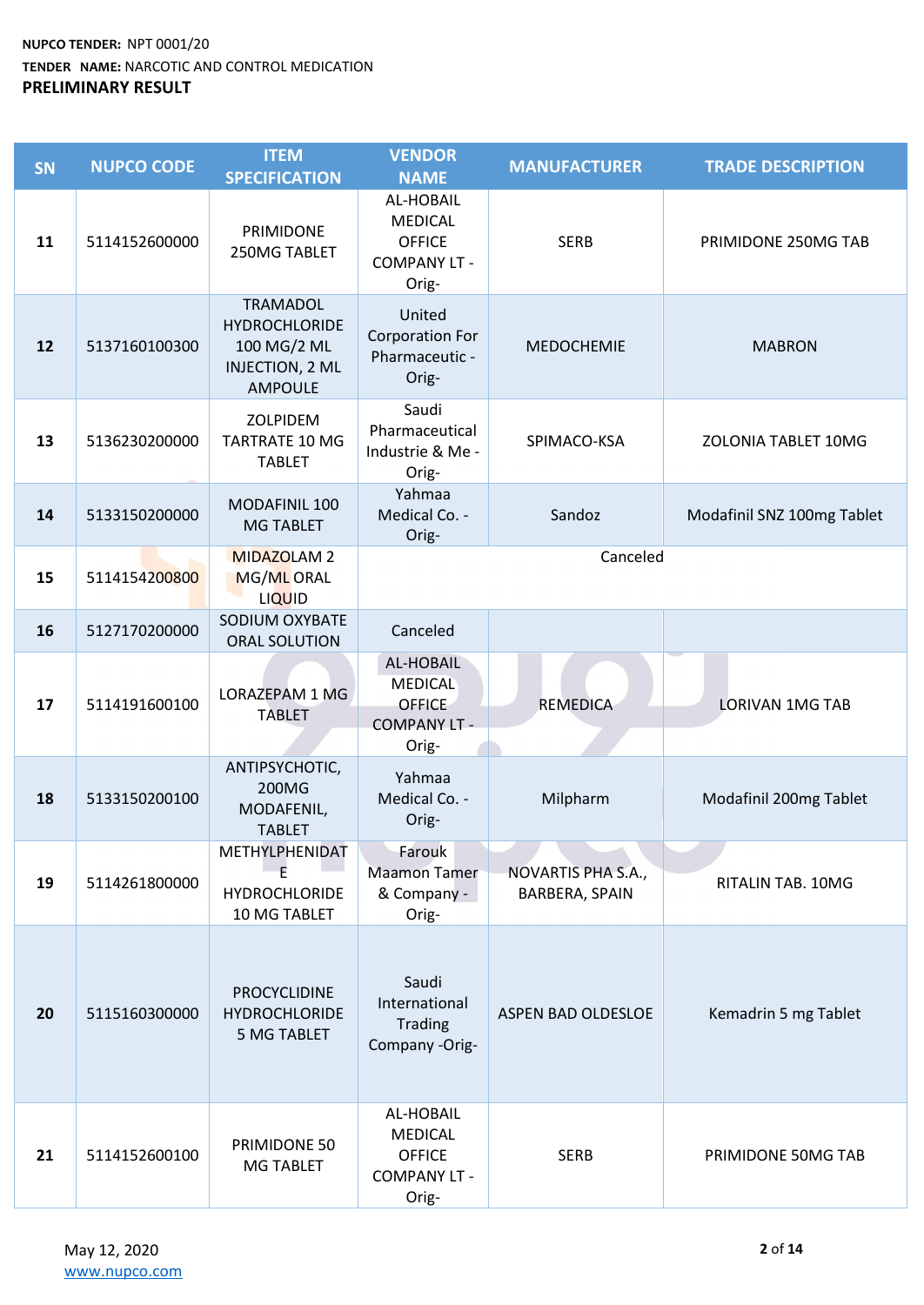**NUPCO TENDER:** NPT 0001/20

**TENDER NAME:** NARCOTIC AND CONTROL MEDICATION

**PRELIMINARY RESULT**

| SN | NUPCO CODE | ITEM SPECIFICATION | VENDOR NAME | MANUFACTURER | TRADE DESCRIPTION |
|---|---|---|---|---|---|
| 11 | 5114152600000 | PRIMIDONE 250MG TABLET | AL-HOBAIL MEDICAL OFFICE COMPANY LT - Orig- | SERB | PRIMIDONE 250MG TAB |
| 12 | 5137160100300 | TRAMADOL HYDROCHLORIDE 100 MG/2 ML INJECTION, 2 ML AMPOULE | United Corporation For Pharmaceutic - Orig- | MEDOCHEMIE | MABRON |
| 13 | 5136230200000 | ZOLPIDEM TARTRATE 10 MG TABLET | Saudi Pharmaceutical Industrie & Me - Orig- | SPIMACO-KSA | ZOLONIA TABLET 10MG |
| 14 | 5133150200000 | MODAFINIL 100 MG TABLET | Yahmaa Medical Co. - Orig- | Sandoz | Modafinil SNZ 100mg Tablet |
| 15 | 5114154200800 | MIDAZOLAM 2 MG/ML ORAL LIQUID | Canceled | | |
| 16 | 5127170200000 | SODIUM OXYBATE ORAL SOLUTION | Canceled | | |
| 17 | 5114191600100 | LORAZEPAM 1 MG TABLET | AL-HOBAIL MEDICAL OFFICE COMPANY LT - Orig- | REMEDICA | LORIVAN 1MG TAB |
| 18 | 5133150200100 | ANTIPSYCHOTIC, 200MG MODAFENIL, TABLET | Yahmaa Medical Co. - Orig- | Milpharm | Modafinil 200mg Tablet |
| 19 | 5114261800000 | METHYLPHENIDATE HYDROCHLORIDE 10 MG TABLET | Farouk Maamon Tamer & Company - Orig- | NOVARTIS PHA S.A., BARBERA, SPAIN | RITALIN TAB. 10MG |
| 20 | 5115160300000 | PROCYCLIDINE HYDROCHLORIDE 5 MG TABLET | Saudi International Trading Company -Orig- | ASPEN BAD OLDESLOE | Kemadrin 5 mg Tablet |
| 21 | 5114152600100 | PRIMIDONE 50 MG TABLET | AL-HOBAIL MEDICAL OFFICE COMPANY LT - Orig- | SERB | PRIMIDONE 50MG TAB |

May 12, 2020

www.nupco.com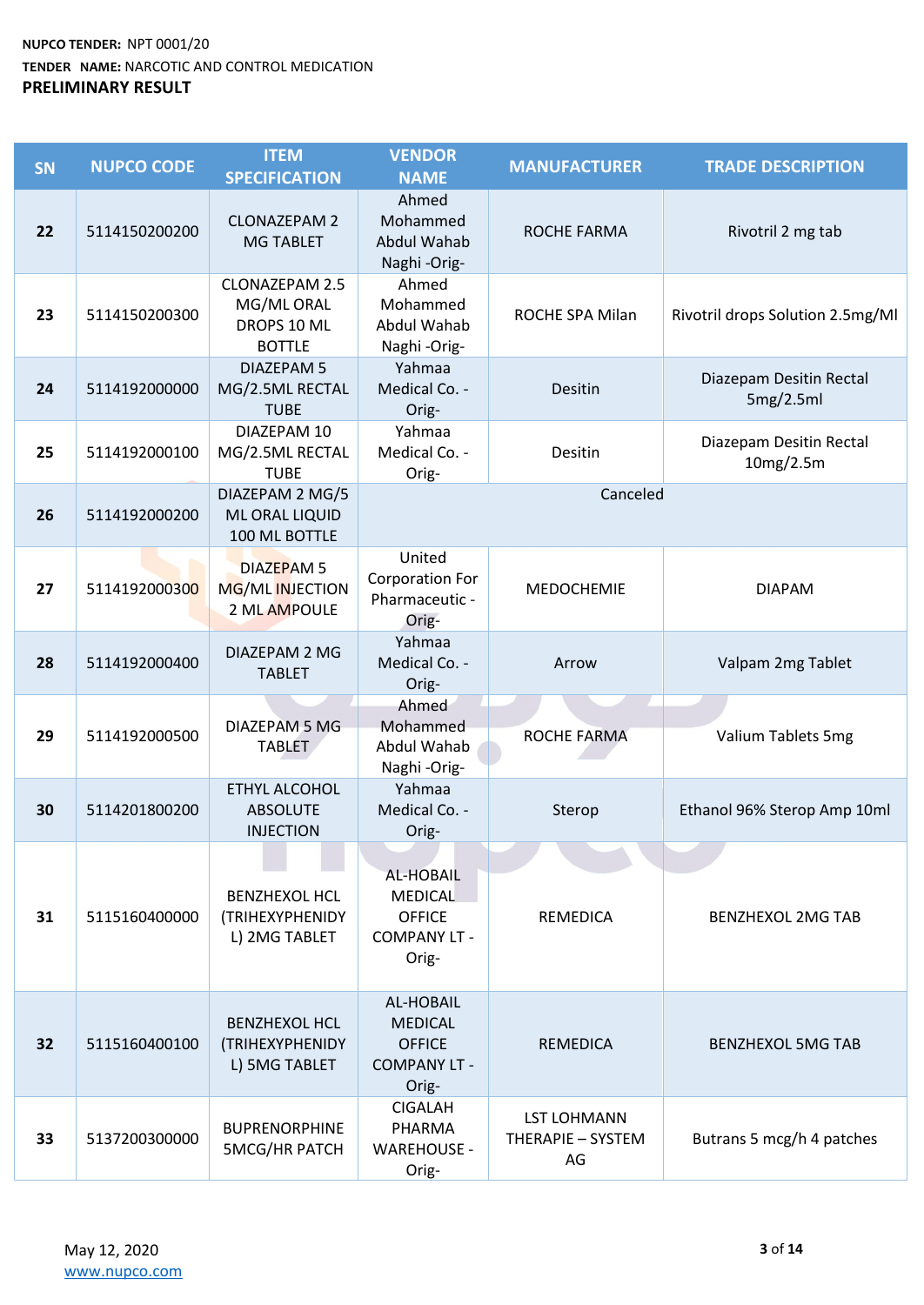**NUPCO TENDER:** NPT 0001/20

**TENDER NAME:** NARCOTIC AND CONTROL MEDICATION

**PRELIMINARY RESULT**

| SN | NUPCO CODE | ITEM SPECIFICATION | VENDOR NAME | MANUFACTURER | TRADE DESCRIPTION |
|---|---|---|---|---|---|
| 22 | 5114150200200 | CLONAZEPAM 2 MG TABLET | Ahmed Mohammed Abdul Wahab Naghi -Orig- | ROCHE FARMA | Rivotril 2 mg tab |
| 23 | 5114150200300 | CLONAZEPAM 2.5 MG/ML ORAL DROPS 10 ML BOTTLE | Ahmed Mohammed Abdul Wahab Naghi -Orig- | ROCHE SPA Milan | Rivotril drops Solution 2.5mg/Ml |
| 24 | 5114192000000 | DIAZEPAM 5 MG/2.5ML RECTAL TUBE | Yahmaa Medical Co. -Orig- | Desitin | Diazepam Desitin Rectal 5mg/2.5ml |
| 25 | 5114192000100 | DIAZEPAM 10 MG/2.5ML RECTAL TUBE | Yahmaa Medical Co. -Orig- | Desitin | Diazepam Desitin Rectal 10mg/2.5m |
| 26 | 5114192000200 | DIAZEPAM 2 MG/5 ML ORAL LIQUID 100 ML BOTTLE | Canceled | | |
| 27 | 5114192000300 | DIAZEPAM 5 MG/ML INJECTION 2 ML AMPOULE | United Corporation For Pharmaceutic -Orig- | MEDOCHEMIE | DIAPAM |
| 28 | 5114192000400 | DIAZEPAM 2 MG TABLET | Yahmaa Medical Co. -Orig- | Arrow | Valpam 2mg Tablet |
| 29 | 5114192000500 | DIAZEPAM 5 MG TABLET | Ahmed Mohammed Abdul Wahab Naghi -Orig- | ROCHE FARMA | Valium Tablets 5mg |
| 30 | 5114201800200 | ETHYL ALCOHOL ABSOLUTE INJECTION | Yahmaa Medical Co. -Orig- | Sterop | Ethanol 96% Sterop Amp 10ml |
| 31 | 5115160400000 | BENZHEXOL HCL (TRIHEXYPHENIDYL) 2MG TABLET | AL-HOBAIL MEDICAL OFFICE COMPANY LT -Orig- | REMEDICA | BENZHEXOL 2MG TAB |
| 32 | 5115160400100 | BENZHEXOL HCL (TRIHEXYPHENIDYL) 5MG TABLET | AL-HOBAIL MEDICAL OFFICE COMPANY LT -Orig- | REMEDICA | BENZHEXOL 5MG TAB |
| 33 | 5137200300000 | BUPRENORPHINE 5MCG/HR PATCH | CIGALAH PHARMA WAREHOUSE -Orig- | LST LOHMANN THERAPIE – SYSTEM AG | Butrans 5 mcg/h 4 patches |

May 12, 2020

www.nupco.com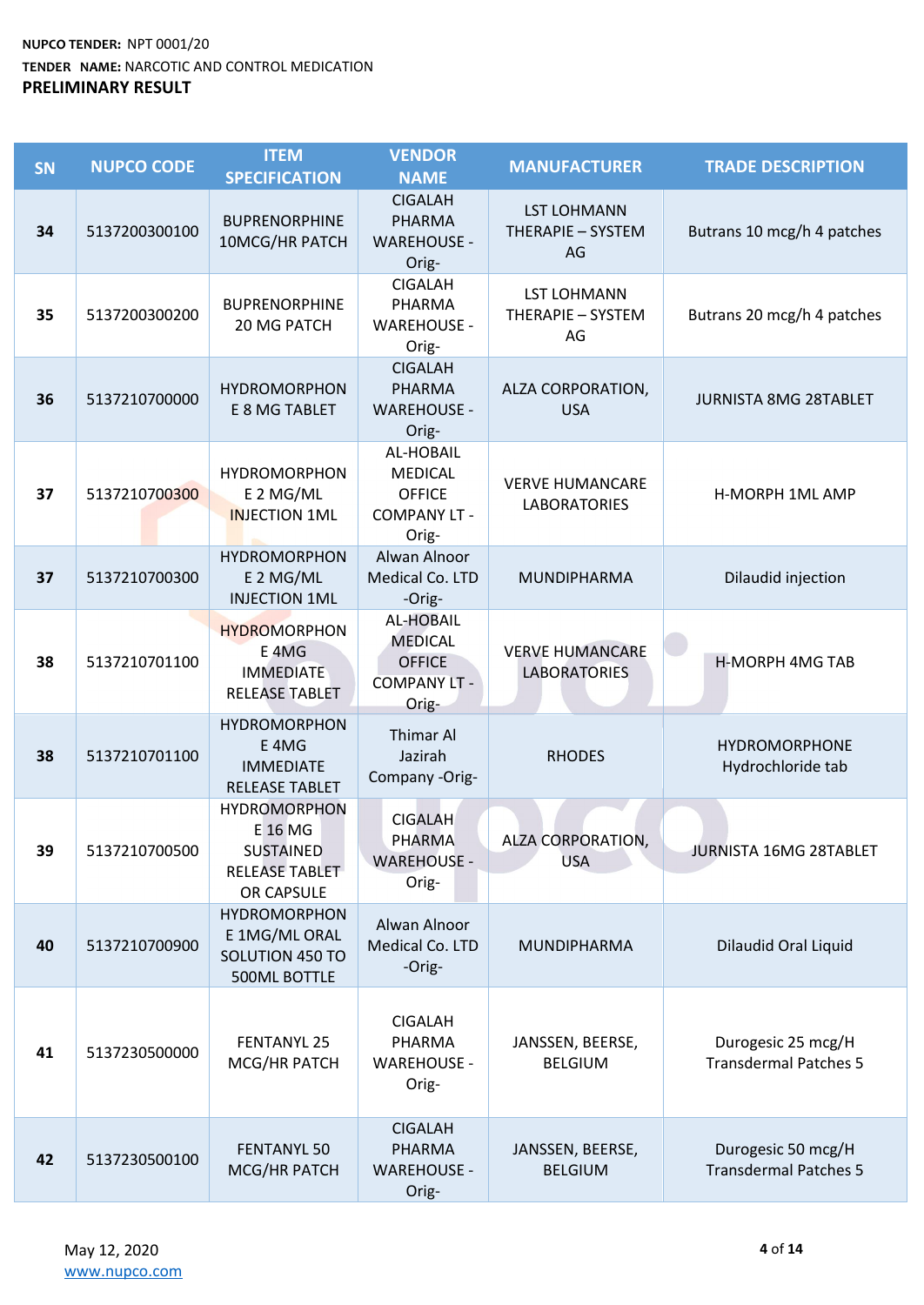**NUPCO TENDER:** NPT 0001/20

**TENDER NAME:** NARCOTIC AND CONTROL MEDICATION

**PRELIMINARY RESULT**

| SN | NUPCO CODE | ITEM SPECIFICATION | VENDOR NAME | MANUFACTURER | TRADE DESCRIPTION |
|---|---|---|---|---|---|
| 34 | 5137200300100 | BUPRENORPHINE 10MCG/HR PATCH | CIGALAH PHARMA WAREHOUSE - Orig- | LST LOHMANN THERAPIE – SYSTEM AG | Butrans 10 mcg/h 4 patches |
| 35 | 5137200300200 | BUPRENORPHINE 20 MG PATCH | CIGALAH PHARMA WAREHOUSE - Orig- | LST LOHMANN THERAPIE – SYSTEM AG | Butrans 20 mcg/h 4 patches |
| 36 | 5137210700000 | HYDROMORPHONE 8 MG TABLET | CIGALAH PHARMA WAREHOUSE - Orig- | ALZA CORPORATION, USA | JURNISTA 8MG 28TABLET |
| 37 | 5137210700300 | HYDROMORPHONE 2 MG/ML INJECTION 1ML | AL-HOBAIL MEDICAL OFFICE COMPANY LT - Orig- | VERVE HUMANCARE LABORATORIES | H-MORPH 1ML AMP |
| 37 | 5137210700300 | HYDROMORPHONE 2 MG/ML INJECTION 1ML | Alwan Alnoor Medical Co. LTD -Orig- | MUNDIPHARMA | Dilaudid injection |
| 38 | 5137210701100 | HYDROMORPHONE 4MG IMMEDIATE RELEASE TABLET | AL-HOBAIL MEDICAL OFFICE COMPANY LT - Orig- | VERVE HUMANCARE LABORATORIES | H-MORPH 4MG TAB |
| 38 | 5137210701100 | HYDROMORPHONE 4MG IMMEDIATE RELEASE TABLET | Thimar Al Jazirah Company -Orig- | RHODES | HYDROMORPHONE Hydrochloride tab |
| 39 | 5137210700500 | HYDROMORPHONE 16 MG SUSTAINED RELEASE TABLET OR CAPSULE | CIGALAH PHARMA WAREHOUSE - Orig- | ALZA CORPORATION, USA | JURNISTA 16MG 28TABLET |
| 40 | 5137210700900 | HYDROMORPHONE 1MG/ML ORAL SOLUTION 450 TO 500ML BOTTLE | Alwan Alnoor Medical Co. LTD -Orig- | MUNDIPHARMA | Dilaudid Oral Liquid |
| 41 | 5137230500000 | FENTANYL 25 MCG/HR PATCH | CIGALAH PHARMA WAREHOUSE - Orig- | JANSSEN, BEERSE, BELGIUM | Durogesic 25 mcg/H Transdermal Patches 5 |
| 42 | 5137230500100 | FENTANYL 50 MCG/HR PATCH | CIGALAH PHARMA WAREHOUSE - Orig- | JANSSEN, BEERSE, BELGIUM | Durogesic 50 mcg/H Transdermal Patches 5 |

May 12, 2020

www.nupco.com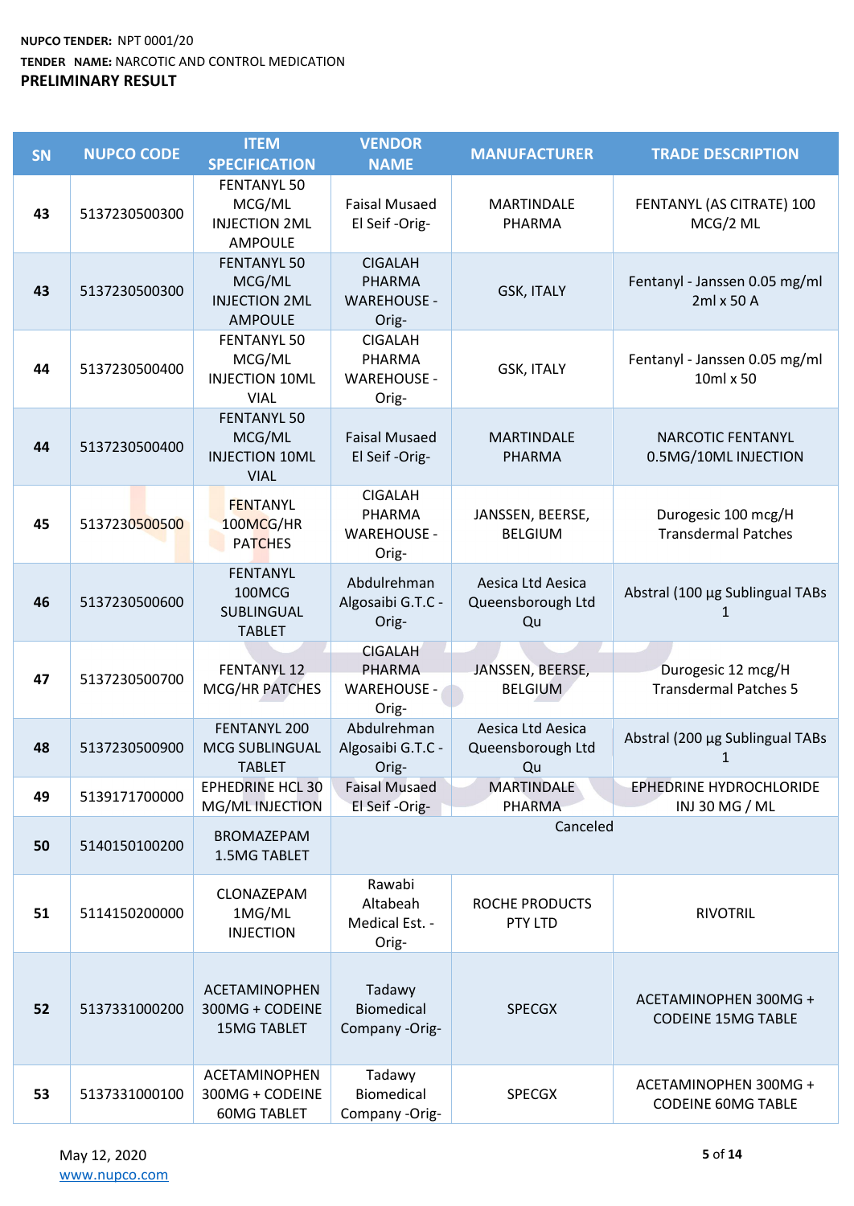**NUPCO TENDER:** NPT 0001/20

**TENDER NAME:** NARCOTIC AND CONTROL MEDICATION

**PRELIMINARY RESULT**

| SN | NUPCO CODE | ITEM SPECIFICATION | VENDOR NAME | MANUFACTURER | TRADE DESCRIPTION |
|---|---|---|---|---|---|
| 43 | 5137230500300 | FENTANYL 50 MCG/ML INJECTION 2ML AMPOULE | Faisal Musaed El Seif -Orig- | MARTINDALE PHARMA | FENTANYL (AS CITRATE) 100 MCG/2 ML |
| 43 | 5137230500300 | FENTANYL 50 MCG/ML INJECTION 2ML AMPOULE | CIGALAH PHARMA WAREHOUSE -Orig- | GSK, ITALY | Fentanyl - Janssen 0.05 mg/ml 2ml x 50 A |
| 44 | 5137230500400 | FENTANYL 50 MCG/ML INJECTION 10ML VIAL | CIGALAH PHARMA WAREHOUSE -Orig- | GSK, ITALY | Fentanyl - Janssen 0.05 mg/ml 10ml x 50 |
| 44 | 5137230500400 | FENTANYL 50 MCG/ML INJECTION 10ML VIAL | Faisal Musaed El Seif -Orig- | MARTINDALE PHARMA | NARCOTIC FENTANYL 0.5MG/10ML INJECTION |
| 45 | 5137230500500 | FENTANYL 100MCG/HR PATCHES | CIGALAH PHARMA WAREHOUSE -Orig- | JANSSEN, BEERSE, BELGIUM | Durogesic 100 mcg/H Transdermal Patches |
| 46 | 5137230500600 | FENTANYL 100MCG SUBLINGUAL TABLET | Abdulrehman Algosaibi G.T.C -Orig- | Aesica Ltd Aesica Queensborough Ltd Qu | Abstral (100 µg Sublingual TABs 1 |
| 47 | 5137230500700 | FENTANYL 12 MCG/HR PATCHES | CIGALAH PHARMA WAREHOUSE -Orig- | JANSSEN, BEERSE, BELGIUM | Durogesic 12 mcg/H Transdermal Patches 5 |
| 48 | 5137230500900 | FENTANYL 200 MCG SUBLINGUAL TABLET | Abdulrehman Algosaibi G.T.C -Orig- | Aesica Ltd Aesica Queensborough Ltd Qu | Abstral (200 µg Sublingual TABs 1 |
| 49 | 5139171700000 | EPHEDRINE HCL 30 MG/ML INJECTION | Faisal Musaed El Seif -Orig- | MARTINDALE PHARMA | EPHEDRINE HYDROCHLORIDE INJ 30 MG / ML |
| 50 | 5140150100200 | BROMAZEPAM 1.5MG TABLET | Canceled | | | |
| 51 | 5114150200000 | CLONAZEPAM 1MG/ML INJECTION | Rawabi Altabeah Medical Est. -Orig- | ROCHE PRODUCTS PTY LTD | RIVOTRIL |
| 52 | 5137331000200 | ACETAMINOPHEN 300MG + CODEINE 15MG TABLET | Tadawy Biomedical Company -Orig- | SPECGX | ACETAMINOPHEN 300MG + CODEINE 15MG TABLE |
| 53 | 5137331000100 | ACETAMINOPHEN 300MG + CODEINE 60MG TABLET | Tadawy Biomedical Company -Orig- | SPECGX | ACETAMINOPHEN 300MG + CODEINE 60MG TABLE |

May 12, 2020

www.nupco.com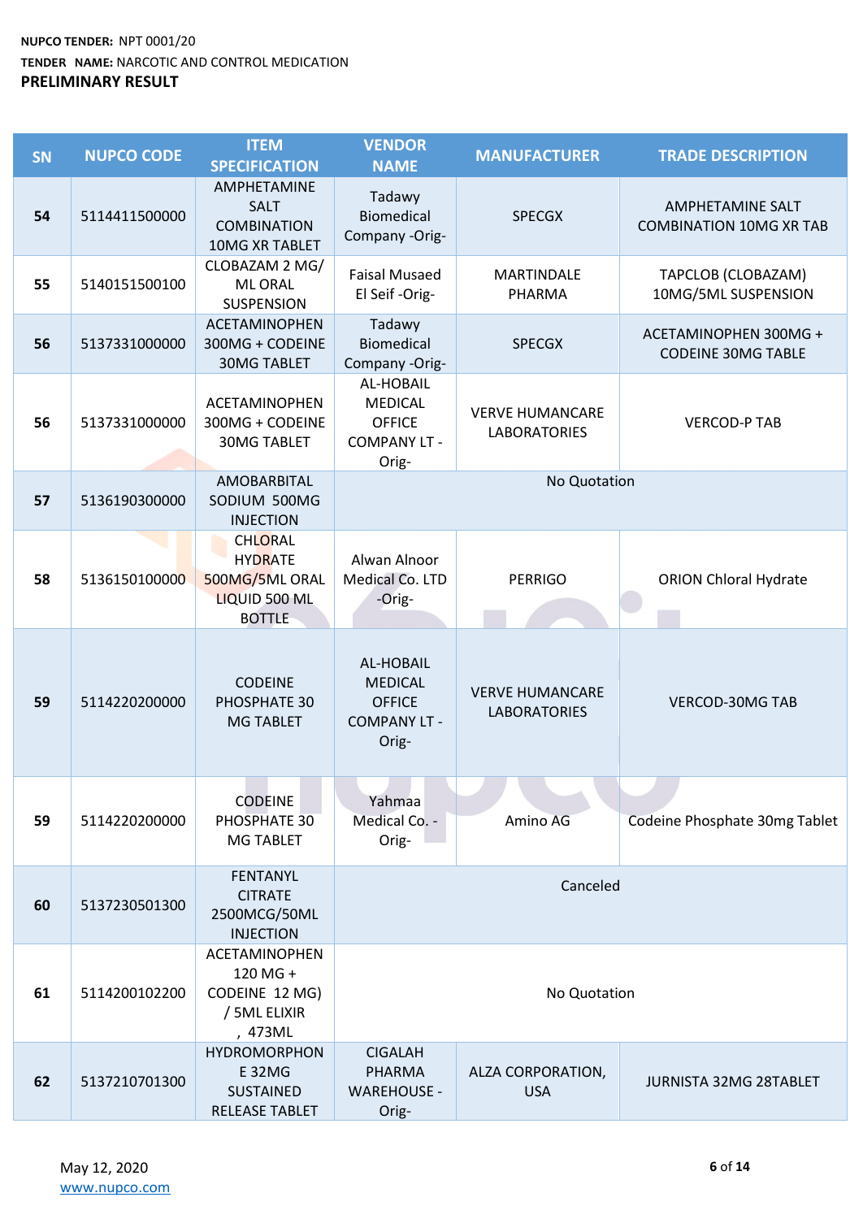**NUPCO TENDER:** NPT 0001/20

**TENDER NAME:** NARCOTIC AND CONTROL MEDICATION

**PRELIMINARY RESULT**

| SN | NUPCO CODE | ITEM SPECIFICATION | VENDOR NAME | MANUFACTURER | TRADE DESCRIPTION |
|---|---|---|---|---|---|
| 54 | 5114411500000 | AMPHETAMINE SALT COMBINATION 10MG XR TABLET | Tadawy Biomedical Company -Orig- | SPECGX | AMPHETAMINE SALT COMBINATION 10MG XR TAB |
| 55 | 5140151500100 | CLOBAZAM 2 MG/ ML ORAL SUSPENSION | Faisal Musaed El Seif -Orig- | MARTINDALE PHARMA | TAPCLOB (CLOBAZAM) 10MG/5ML SUSPENSION |
| 56 | 5137331000000 | ACETAMINOPHEN 300MG + CODEINE 30MG TABLET | Tadawy Biomedical Company -Orig- | SPECGX | ACETAMINOPHEN 300MG + CODEINE 30MG TABLE |
| 56 | 5137331000000 | ACETAMINOPHEN 300MG + CODEINE 30MG TABLET | AL-HOBAIL MEDICAL OFFICE COMPANY LT -Orig- | VERVE HUMANCARE LABORATORIES | VERCOD-P TAB |
| 57 | 5136190300000 | AMOBARBITAL SODIUM 500MG INJECTION | No Quotation | | |
| 58 | 5136150100000 | CHLORAL HYDRATE 500MG/5ML ORAL LIQUID 500 ML BOTTLE | Alwan Alnoor Medical Co. LTD -Orig- | PERRIGO | ORION Chloral Hydrate |
| 59 | 5114220200000 | CODEINE PHOSPHATE 30 MG TABLET | AL-HOBAIL MEDICAL OFFICE COMPANY LT -Orig- | VERVE HUMANCARE LABORATORIES | VERCOD-30MG TAB |
| 59 | 5114220200000 | CODEINE PHOSPHATE 30 MG TABLET | Yahmaa Medical Co. -Orig- | Amino AG | Codeine Phosphate 30mg Tablet |
| 60 | 5137230501300 | FENTANYL CITRATE 2500MCG/50ML INJECTION | Canceled | | |
| 61 | 5114200102200 | ACETAMINOPHEN 120 MG + CODEINE 12 MG) / 5ML ELIXIR , 473ML | No Quotation | | |
| 62 | 5137210701300 | HYDROMORPHONE 32MG SUSTAINED RELEASE TABLET | CIGALAH PHARMA WAREHOUSE -Orig- | ALZA CORPORATION, USA | JURNISTA 32MG 28TABLET |

May 12, 2020

www.nupco.com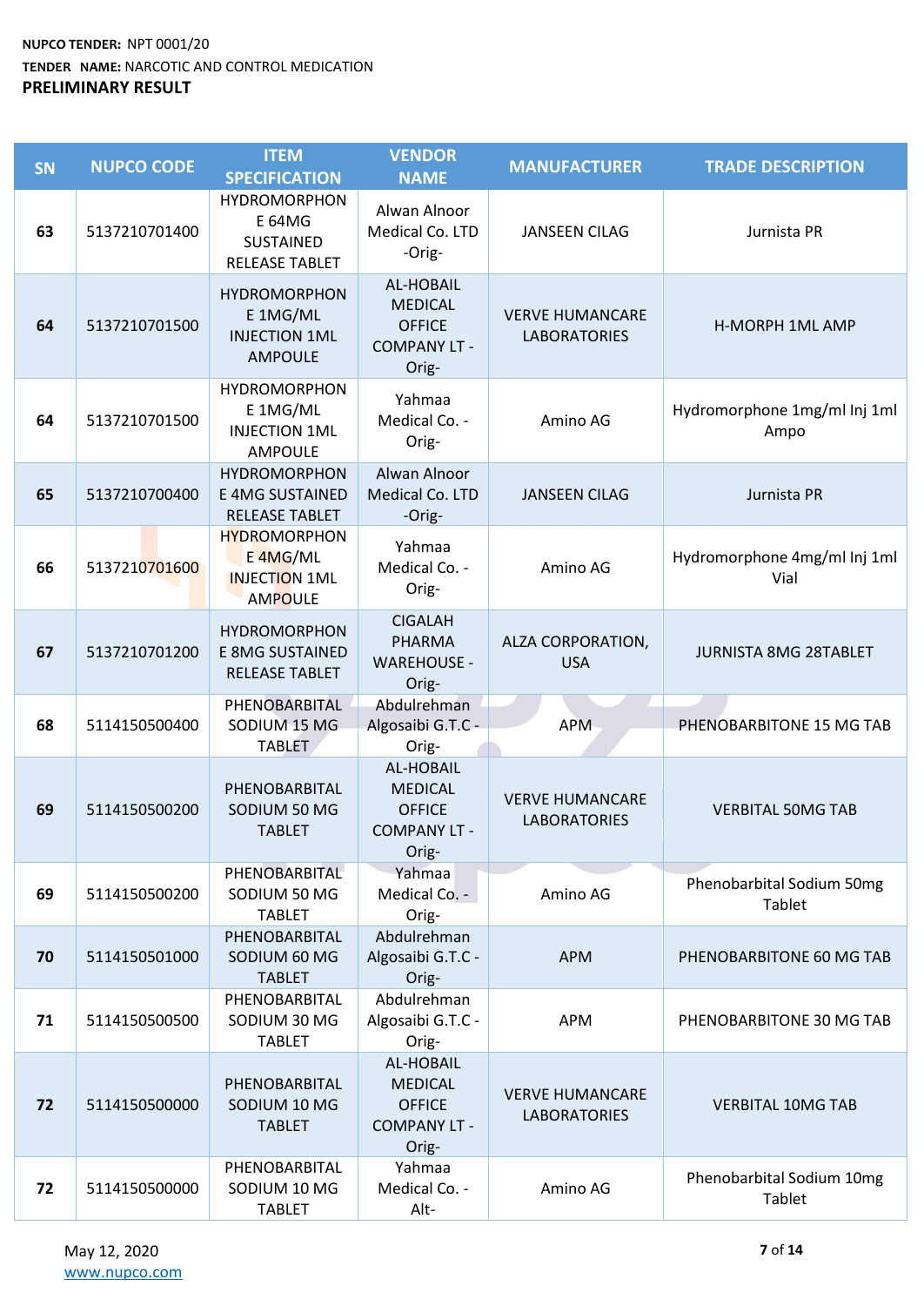**NUPCO TENDER:** NPT 0001/20
**TENDER NAME:** NARCOTIC AND CONTROL MEDICATION
**PRELIMINARY RESULT**

| SN | NUPCO CODE | ITEM SPECIFICATION | VENDOR NAME | MANUFACTURER | TRADE DESCRIPTION |
|---|---|---|---|---|---|
| 63 | 5137210701400 | HYDROMORPHONE 64MG SUSTAINED RELEASE TABLET | Alwan Alnoor Medical Co. LTD -Orig- | JANSEEN CILAG | Jurnista PR |
| 64 | 5137210701500 | HYDROMORPHONE 1MG/ML INJECTION 1ML AMPOULE | AL-HOBAIL MEDICAL OFFICE COMPANY LT -Orig- | VERVE HUMANCARE LABORATORIES | H-MORPH 1ML AMP |
| 64 | 5137210701500 | HYDROMORPHONE 1MG/ML INJECTION 1ML AMPOULE | Yahmaa Medical Co. -Orig- | Amino AG | Hydromorphone 1mg/ml Inj 1ml Ampo |
| 65 | 5137210700400 | HYDROMORPHONE 4MG SUSTAINED RELEASE TABLET | Alwan Alnoor Medical Co. LTD -Orig- | JANSEEN CILAG | Jurnista PR |
| 66 | 5137210701600 | HYDROMORPHONE 4MG/ML INJECTION 1ML AMPOULE | Yahmaa Medical Co. -Orig- | Amino AG | Hydromorphone 4mg/ml Inj 1ml Vial |
| 67 | 5137210701200 | HYDROMORPHONE 8MG SUSTAINED RELEASE TABLET | CIGALAH PHARMA WAREHOUSE -Orig- | ALZA CORPORATION, USA | JURNISTA 8MG 28TABLET |
| 68 | 5114150500400 | PHENOBARBITAL SODIUM 15 MG TABLET | Abdulrehman Algosaibi G.T.C -Orig- | APM | PHENOBARBITONE 15 MG TAB |
| 69 | 5114150500200 | PHENOBARBITAL SODIUM 50 MG TABLET | AL-HOBAIL MEDICAL OFFICE COMPANY LT -Orig- | VERVE HUMANCARE LABORATORIES | VERBITAL 50MG TAB |
| 69 | 5114150500200 | PHENOBARBITAL SODIUM 50 MG TABLET | Yahmaa Medical Co. -Orig- | Amino AG | Phenobarbital Sodium 50mg Tablet |
| 70 | 5114150501000 | PHENOBARBITAL SODIUM 60 MG TABLET | Abdulrehman Algosaibi G.T.C -Orig- | APM | PHENOBARBITONE 60 MG TAB |
| 71 | 5114150500500 | PHENOBARBITAL SODIUM 30 MG TABLET | Abdulrehman Algosaibi G.T.C -Orig- | APM | PHENOBARBITONE 30 MG TAB |
| 72 | 5114150500000 | PHENOBARBITAL SODIUM 10 MG TABLET | AL-HOBAIL MEDICAL OFFICE COMPANY LT -Orig- | VERVE HUMANCARE LABORATORIES | VERBITAL 10MG TAB |
| 72 | 5114150500000 | PHENOBARBITAL SODIUM 10 MG TABLET | Yahmaa Medical Co. -Alt- | Amino AG | Phenobarbital Sodium 10mg Tablet |

May 12, 2020
www.nupco.com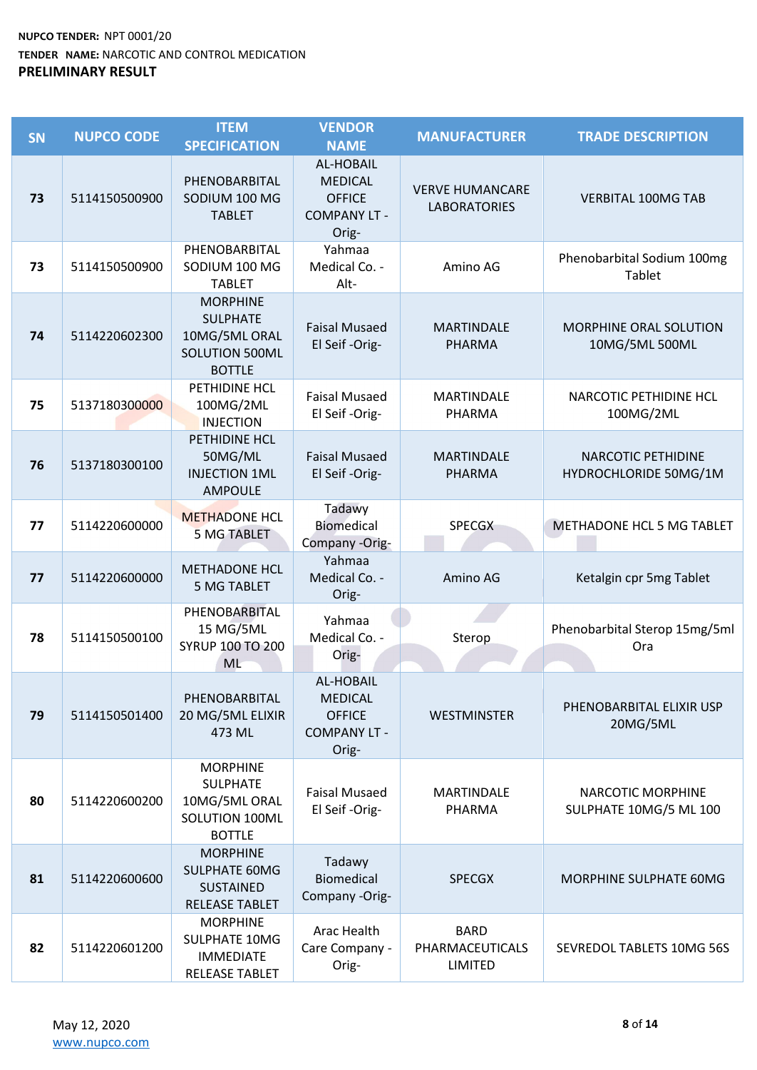**NUPCO TENDER:** NPT 0001/20

**TENDER NAME:** NARCOTIC AND CONTROL MEDICATION

**PRELIMINARY RESULT**

| SN | NUPCO CODE | ITEM SPECIFICATION | VENDOR NAME | MANUFACTURER | TRADE DESCRIPTION |
|---|---|---|---|---|---|
| 73 | 5114150500900 | PHENOBARBITAL SODIUM 100 MG TABLET | AL-HOBAIL MEDICAL OFFICE COMPANY LT -Orig- | VERVE HUMANCARE LABORATORIES | VERBITAL 100MG TAB |
| 73 | 5114150500900 | PHENOBARBITAL SODIUM 100 MG TABLET | Yahmaa Medical Co. -Alt- | Amino AG | Phenobarbital Sodium 100mg Tablet |
| 74 | 5114220602300 | MORPHINE SULPHATE 10MG/5ML ORAL SOLUTION 500ML BOTTLE | Faisal Musaed El Seif -Orig- | MARTINDALE PHARMA | MORPHINE ORAL SOLUTION 10MG/5ML 500ML |
| 75 | 5137180300000 | PETHIDINE HCL 100MG/2ML INJECTION | Faisal Musaed El Seif -Orig- | MARTINDALE PHARMA | NARCOTIC PETHIDINE HCL 100MG/2ML |
| 76 | 5137180300100 | PETHIDINE HCL 50MG/ML INJECTION 1ML AMPOULE | Faisal Musaed El Seif -Orig- | MARTINDALE PHARMA | NARCOTIC PETHIDINE HYDROCHLORIDE 50MG/1M |
| 77 | 5114220600000 | METHADONE HCL 5 MG TABLET | Tadawy Biomedical Company -Orig- | SPECGX | METHADONE HCL 5 MG TABLET |
| 77 | 5114220600000 | METHADONE HCL 5 MG TABLET | Yahmaa Medical Co. -Orig- | Amino AG | Ketalgin cpr 5mg Tablet |
| 78 | 5114150500100 | PHENOBARBITAL 15 MG/5ML SYRUP 100 TO 200 ML | Yahmaa Medical Co. -Orig- | Sterop | Phenobarbital Sterop 15mg/5ml Ora |
| 79 | 5114150501400 | PHENOBARBITAL 20 MG/5ML ELIXIR 473 ML | AL-HOBAIL MEDICAL OFFICE COMPANY LT -Orig- | WESTMINSTER | PHENOBARBITAL ELIXIR USP 20MG/5ML |
| 80 | 5114220600200 | MORPHINE SULPHATE 10MG/5ML ORAL SOLUTION 100ML BOTTLE | Faisal Musaed El Seif -Orig- | MARTINDALE PHARMA | NARCOTIC MORPHINE SULPHATE 10MG/5 ML 100 |
| 81 | 5114220600600 | MORPHINE SULPHATE 60MG SUSTAINED RELEASE TABLET | Tadawy Biomedical Company -Orig- | SPECGX | MORPHINE SULPHATE 60MG |
| 82 | 5114220601200 | MORPHINE SULPHATE 10MG IMMEDIATE RELEASE TABLET | Arac Health Care Company -Orig- | BARD PHARMACEUTICALS LIMITED | SEVREDOL TABLETS 10MG 56S |

May 12, 2020

www.nupco.com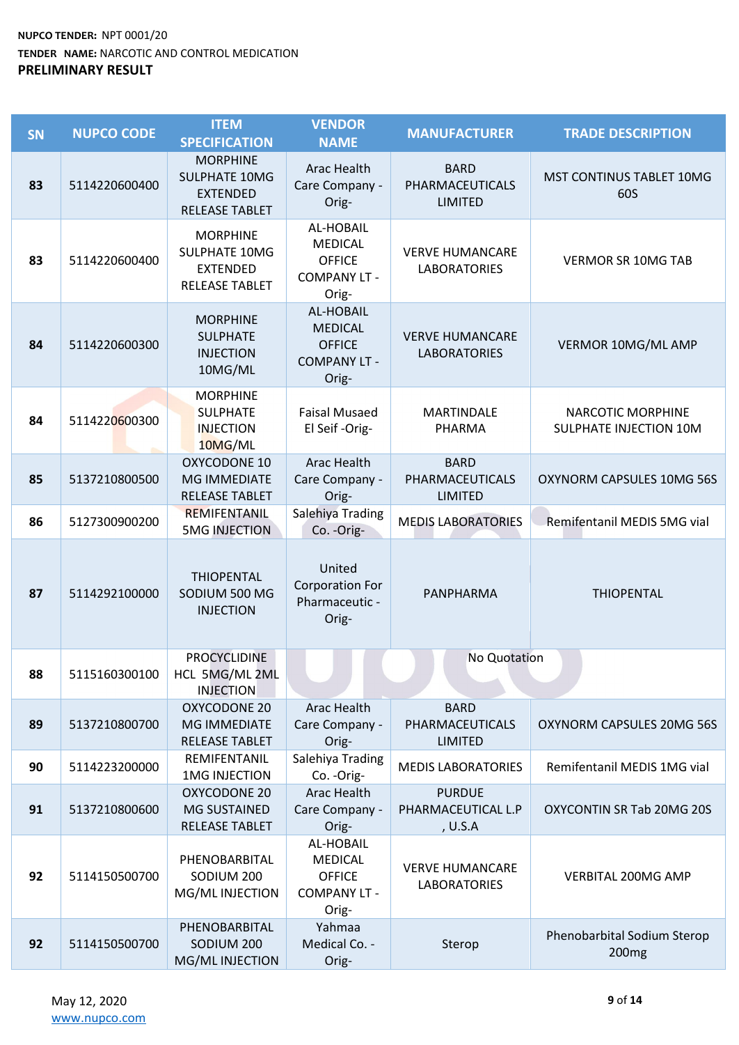**NUPCO TENDER:** NPT 0001/20

**TENDER NAME:** NARCOTIC AND CONTROL MEDICATION

**PRELIMINARY RESULT**

| SN | NUPCO CODE | ITEM SPECIFICATION | VENDOR NAME | MANUFACTURER | TRADE DESCRIPTION |
|---|---|---|---|---|---|
| **83** | 5114220600400 | MORPHINE SULPHATE 10MG EXTENDED RELEASE TABLET | Arac Health Care Company -Orig- | BARD PHARMACEUTICALS LIMITED | MST CONTINUS TABLET 10MG 60S |
| **83** | 5114220600400 | MORPHINE SULPHATE 10MG EXTENDED RELEASE TABLET | AL-HOBAIL MEDICAL OFFICE COMPANY LT -Orig- | VERVE HUMANCARE LABORATORIES | VERMOR SR 10MG TAB |
| **84** | 5114220600300 | MORPHINE SULPHATE INJECTION 10MG/ML | AL-HOBAIL MEDICAL OFFICE COMPANY LT -Orig- | VERVE HUMANCARE LABORATORIES | VERMOR 10MG/ML AMP |
| **84** | 5114220600300 | MORPHINE SULPHATE INJECTION 10MG/ML | Faisal Musaed El Seif -Orig- | MARTINDALE PHARMA | NARCOTIC MORPHINE SULPHATE INJECTION 10M |
| **85** | 5137210800500 | OXYCODONE 10 MG IMMEDIATE RELEASE TABLET | Arac Health Care Company -Orig- | BARD PHARMACEUTICALS LIMITED | OXYNORM CAPSULES 10MG 56S |
| **86** | 5127300900200 | REMIFENTANIL 5MG INJECTION | Salehiya Trading Co. -Orig- | MEDIS LABORATORIES | Remifentanil MEDIS 5MG vial |
| **87** | 5114292100000 | THIOPENTAL SODIUM 500 MG INJECTION | United Corporation For Pharmaceutic -Orig- | PANPHARMA | THIOPENTAL |
| **88** | 5115160300100 | PROCYCLIDINE HCL 5MG/ML 2ML INJECTION | No Quotation | | |
| **89** | 5137210800700 | OXYCODONE 20 MG IMMEDIATE RELEASE TABLET | Arac Health Care Company -Orig- | BARD PHARMACEUTICALS LIMITED | OXYNORM CAPSULES 20MG 56S |
| **90** | 5114223200000 | REMIFENTANIL 1MG INJECTION | Salehiya Trading Co. -Orig- | MEDIS LABORATORIES | Remifentanil MEDIS 1MG vial |
| **91** | 5137210800600 | OXYCODONE 20 MG SUSTAINED RELEASE TABLET | Arac Health Care Company -Orig- | PURDUE PHARMACEUTICAL L.P , U.S.A | OXYCONTIN SR Tab 20MG 20S |
| **92** | 5114150500700 | PHENOBARBITAL SODIUM 200 MG/ML INJECTION | AL-HOBAIL MEDICAL OFFICE COMPANY LT -Orig- | VERVE HUMANCARE LABORATORIES | VERBITAL 200MG AMP |
| **92** | 5114150500700 | PHENOBARBITAL SODIUM 200 MG/ML INJECTION | Yahmaa Medical Co. -Orig- | Sterop | Phenobarbital Sodium Sterop 200mg |

May 12, 2020

www.nupco.com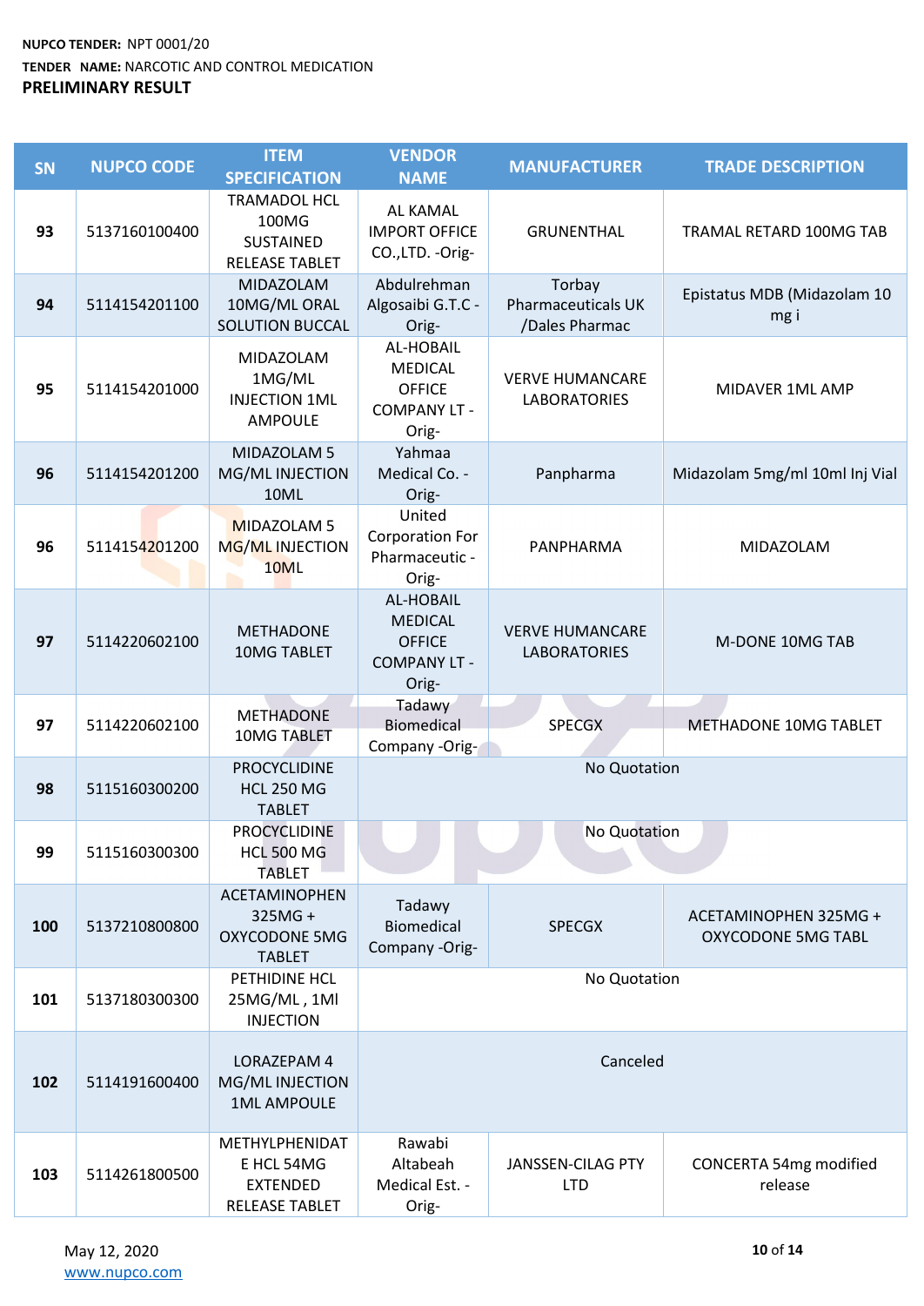**NUPCO TENDER:** NPT 0001/20

**TENDER NAME:** NARCOTIC AND CONTROL MEDICATION

**PRELIMINARY RESULT**

| SN | NUPCO CODE | ITEM SPECIFICATION | VENDOR NAME | MANUFACTURER | TRADE DESCRIPTION |
|---|---|---|---|---|---|
| 93 | 5137160100400 | TRAMADOL HCL 100MG SUSTAINED RELEASE TABLET | AL KAMAL IMPORT OFFICE CO.,LTD. -Orig- | GRUNENTHAL | TRAMAL RETARD 100MG TAB |
| 94 | 5114154201100 | MIDAZOLAM 10MG/ML ORAL SOLUTION BUCCAL | Abdulrehman Algosaibi G.T.C - Orig- | Torbay Pharmaceuticals UK /Dales Pharmac | Epistatus MDB (Midazolam 10 mg i |
| 95 | 5114154201000 | MIDAZOLAM 1MG/ML INJECTION 1ML AMPOULE | AL-HOBAIL MEDICAL OFFICE COMPANY LT -Orig- | VERVE HUMANCARE LABORATORIES | MIDAVER 1ML AMP |
| 96 | 5114154201200 | MIDAZOLAM 5 MG/ML INJECTION 10ML | Yahmaa Medical Co. -Orig- | Panpharma | Midazolam 5mg/ml 10ml Inj Vial |
| 96 | 5114154201200 | MIDAZOLAM 5 MG/ML INJECTION 10ML | United Corporation For Pharmaceutic -Orig- | PANPHARMA | MIDAZOLAM |
| 97 | 5114220602100 | METHADONE 10MG TABLET | AL-HOBAIL MEDICAL OFFICE COMPANY LT -Orig- | VERVE HUMANCARE LABORATORIES | M-DONE 10MG TAB |
| 97 | 5114220602100 | METHADONE 10MG TABLET | Tadawy Biomedical Company -Orig- | SPECGX | METHADONE 10MG TABLET |
| 98 | 5115160300200 | PROCYCLIDINE HCL 250 MG TABLET | No Quotation | | |
| 99 | 5115160300300 | PROCYCLIDINE HCL 500 MG TABLET | No Quotation | | |
| 100 | 5137210800800 | ACETAMINOPHEN 325MG + OXYCODONE 5MG TABLET | Tadawy Biomedical Company -Orig- | SPECGX | ACETAMINOPHEN 325MG + OXYCODONE 5MG TABL |
| 101 | 5137180300300 | PETHIDINE HCL 25MG/ML , 1Ml INJECTION | No Quotation | | |
| 102 | 5114191600400 | LORAZEPAM 4 MG/ML INJECTION 1ML AMPOULE | Canceled | | |
| 103 | 5114261800500 | METHYLPHENIDATE HCL 54MG EXTENDED RELEASE TABLET | Rawabi Altabeah Medical Est. -Orig- | JANSSEN-CILAG PTY LTD | CONCERTA 54mg modified release |

May 12, 2020

www.nupco.com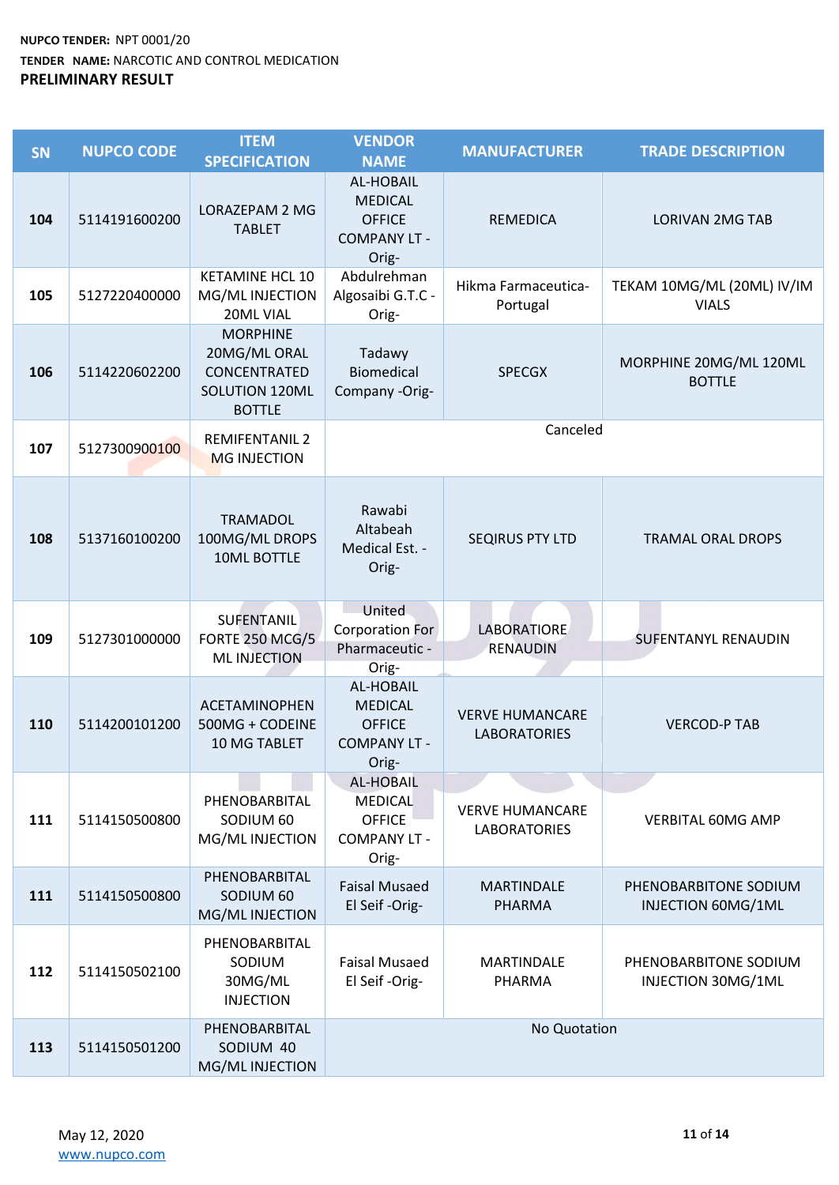**NUPCO TENDER:** NPT 0001/20
**TENDER NAME:** NARCOTIC AND CONTROL MEDICATION
**PRELIMINARY RESULT**

| SN | NUPCO CODE | ITEM SPECIFICATION | VENDOR NAME | MANUFACTURER | TRADE DESCRIPTION |
|---|---|---|---|---|---|
| 104 | 5114191600200 | LORAZEPAM 2 MG TABLET | AL-HOBAIL MEDICAL OFFICE COMPANY LT -Orig- | REMEDICA | LORIVAN 2MG TAB |
| 105 | 5127220400000 | KETAMINE HCL 10 MG/ML INJECTION 20ML VIAL | Abdulrehman Algosaibi G.T.C -Orig- | Hikma Farmaceutica-Portugal | TEKAM 10MG/ML (20ML) IV/IM VIALS |
| 106 | 5114220602200 | MORPHINE 20MG/ML ORAL CONCENTRATED SOLUTION 120ML BOTTLE | Tadawy Biomedical Company -Orig- | SPECGX | MORPHINE 20MG/ML 120ML BOTTLE |
| 107 | 5127300900100 | REMIFENTANIL 2 MG INJECTION | Canceled | | |
| 108 | 5137160100200 | TRAMADOL 100MG/ML DROPS 10ML BOTTLE | Rawabi Altabeah Medical Est. -Orig- | SEQIRUS PTY LTD | TRAMAL ORAL DROPS |
| 109 | 5127301000000 | SUFENTANIL FORTE 250 MCG/5 ML INJECTION | United Corporation For Pharmaceutic -Orig- | LABORATIORE RENAUDIN | SUFENTANYL RENAUDIN |
| 110 | 5114200101200 | ACETAMINOPHEN 500MG + CODEINE 10 MG TABLET | AL-HOBAIL MEDICAL OFFICE COMPANY LT -Orig- | VERVE HUMANCARE LABORATORIES | VERCOD-P TAB |
| 111 | 5114150500800 | PHENOBARBITAL SODIUM 60 MG/ML INJECTION | AL-HOBAIL MEDICAL OFFICE COMPANY LT -Orig- | VERVE HUMANCARE LABORATORIES | VERBITAL 60MG AMP |
| 111 | 5114150500800 | PHENOBARBITAL SODIUM 60 MG/ML INJECTION | Faisal Musaed El Seif -Orig- | MARTINDALE PHARMA | PHENOBARBITONE SODIUM INJECTION 60MG/1ML |
| 112 | 5114150502100 | PHENOBARBITAL SODIUM 30MG/ML INJECTION | Faisal Musaed El Seif -Orig- | MARTINDALE PHARMA | PHENOBARBITONE SODIUM INJECTION 30MG/1ML |
| 113 | 5114150501200 | PHENOBARBITAL SODIUM 40 MG/ML INJECTION | No Quotation | | |

May 12, 2020
www.nupco.com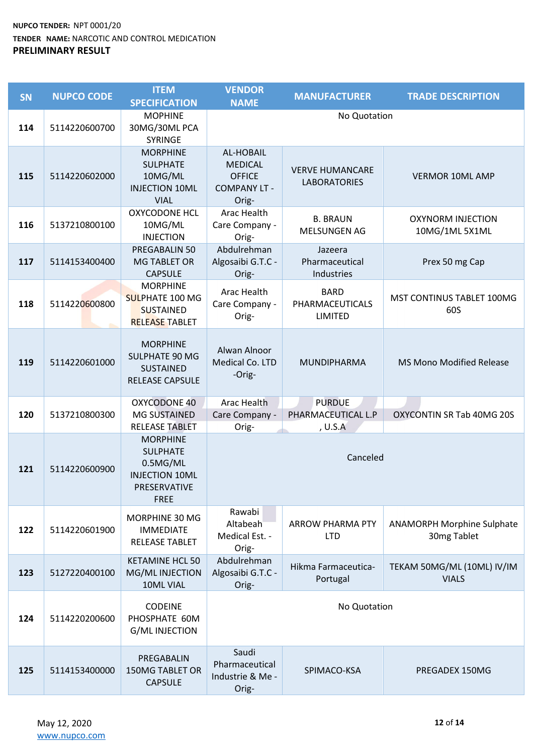**NUPCO TENDER:** NPT 0001/20

**TENDER NAME:** NARCOTIC AND CONTROL MEDICATION

**PRELIMINARY RESULT**

| SN | NUPCO CODE | ITEM SPECIFICATION | VENDOR NAME | MANUFACTURER | TRADE DESCRIPTION |
|---|---|---|---|---|---|
| 114 | 5114220600700 | MOPHINE 30MG/30ML PCA SYRINGE | No Quotation | | |
| 115 | 5114220602000 | MORPHINE SULPHATE 10MG/ML INJECTION 10ML VIAL | AL-HOBAIL MEDICAL OFFICE COMPANY LT -Orig- | VERVE HUMANCARE LABORATORIES | VERMOR 10ML AMP |
| 116 | 5137210800100 | OXYCODONE HCL 10MG/ML INJECTION | Arac Health Care Company - Orig- | B. BRAUN MELSUNGEN AG | OXYNORM INJECTION 10MG/1ML 5X1ML |
| 117 | 5114153400400 | PREGABALIN 50 MG TABLET OR CAPSULE | Abdulrehman Algosaibi G.T.C - Orig- | Jazeera Pharmaceutical Industries | Prex 50 mg Cap |
| 118 | 5114220600800 | MORPHINE SULPHATE 100 MG SUSTAINED RELEASE TABLET | Arac Health Care Company - Orig- | BARD PHARMACEUTICALS LIMITED | MST CONTINUS TABLET 100MG 60S |
| 119 | 5114220601000 | MORPHINE SULPHATE 90 MG SUSTAINED RELEASE CAPSULE | Alwan Alnoor Medical Co. LTD -Orig- | MUNDIPHARMA | MS Mono Modified Release |
| 120 | 5137210800300 | OXYCODONE 40 MG SUSTAINED RELEASE TABLET | Arac Health Care Company - Orig- | PURDUE PHARMACEUTICAL L.P , U.S.A | OXYCONTIN SR Tab 40MG 20S |
| 121 | 5114220600900 | MORPHINE SULPHATE 0.5MG/ML INJECTION 10ML PRESERVATIVE FREE | Canceled | | |
| 122 | 5114220601900 | MORPHINE 30 MG IMMEDIATE RELEASE TABLET | Rawabi Altabeah Medical Est. - Orig- | ARROW PHARMA PTY LTD | ANAMORPH Morphine Sulphate 30mg Tablet |
| 123 | 5127220400100 | KETAMINE HCL 50 MG/ML INJECTION 10ML VIAL | Abdulrehman Algosaibi G.T.C - Orig- | Hikma Farmaceutica-Portugal | TEKAM 50MG/ML (10ML) IV/IM VIALS |
| 124 | 5114220200600 | CODEINE PHOSPHATE 60M G/ML INJECTION | No Quotation | | |
| 125 | 5114153400000 | PREGABALIN 150MG TABLET OR CAPSULE | Saudi Pharmaceutical Industrie & Me - Orig- | SPIMACO-KSA | PREGADEX 150MG |

May 12, 2020

www.nupco.com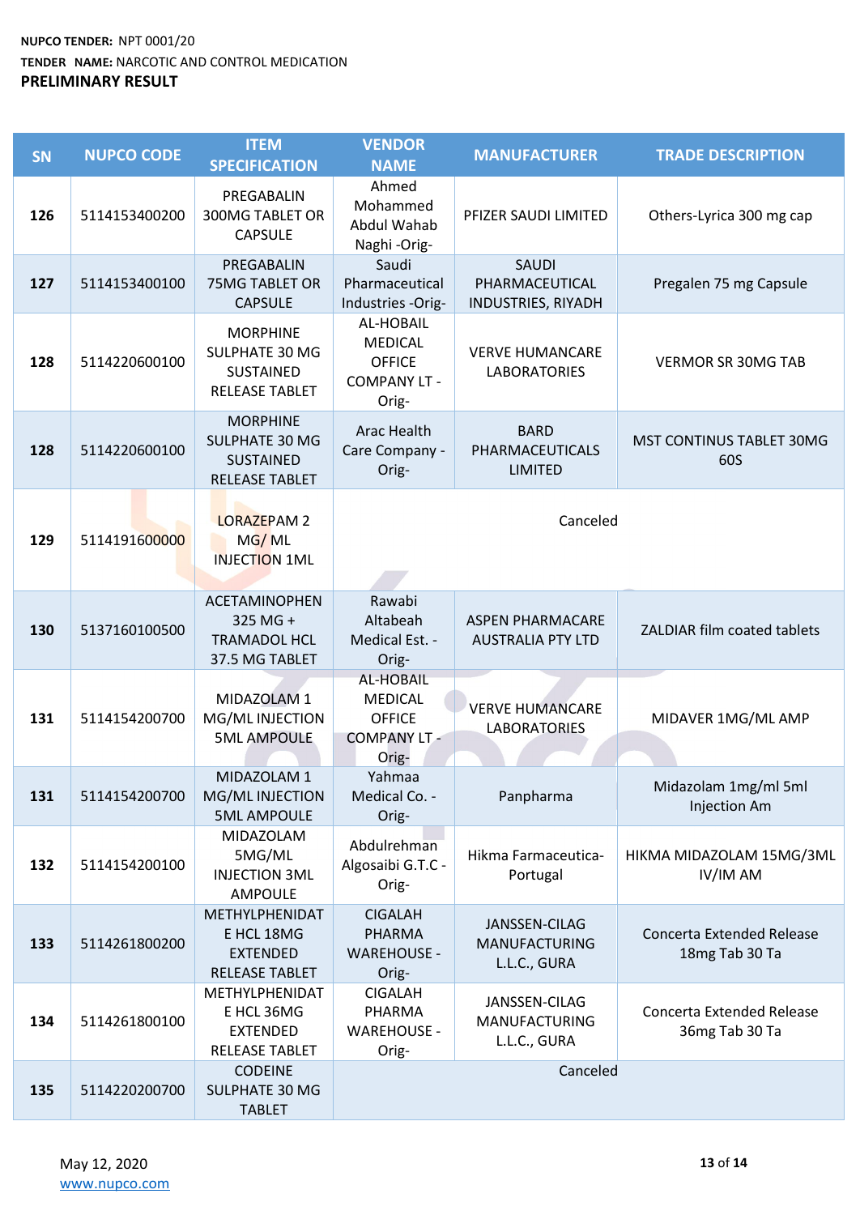**NUPCO TENDER:** NPT 0001/20

**TENDER NAME:** NARCOTIC AND CONTROL MEDICATION

**PRELIMINARY RESULT**

| SN | NUPCO CODE | ITEM SPECIFICATION | VENDOR NAME | MANUFACTURER | TRADE DESCRIPTION |
|---|---|---|---|---|---|
| 126 | 5114153400200 | PREGABALIN 300MG TABLET OR CAPSULE | Ahmed Mohammed Abdul Wahab Naghi -Orig- | PFIZER SAUDI LIMITED | Others-Lyrica 300 mg cap |
| 127 | 5114153400100 | PREGABALIN 75MG TABLET OR CAPSULE | Saudi Pharmaceutical Industries -Orig- | SAUDI PHARMACEUTICAL INDUSTRIES, RIYADH | Pregalen 75 mg Capsule |
| 128 | 5114220600100 | MORPHINE SULPHATE 30 MG SUSTAINED RELEASE TABLET | AL-HOBAIL MEDICAL OFFICE COMPANY LT -Orig- | VERVE HUMANCARE LABORATORIES | VERMOR SR 30MG TAB |
| 128 | 5114220600100 | MORPHINE SULPHATE 30 MG SUSTAINED RELEASE TABLET | Arac Health Care Company -Orig- | BARD PHARMACEUTICALS LIMITED | MST CONTINUS TABLET 30MG 60S |
| 129 | 5114191600000 | LORAZEPAM 2 MG/ ML INJECTION 1ML | Canceled | | |
| 130 | 5137160100500 | ACETAMINOPHEN 325 MG + TRAMADOL HCL 37.5 MG TABLET | Rawabi Altabeah Medical Est. -Orig- | ASPEN PHARMACARE AUSTRALIA PTY LTD | ZALDIAR film coated tablets |
| 131 | 5114154200700 | MIDAZOLAM 1 MG/ML INJECTION 5ML AMPOULE | AL-HOBAIL MEDICAL OFFICE COMPANY LT -Orig- | VERVE HUMANCARE LABORATORIES | MIDAVER 1MG/ML AMP |
| 131 | 5114154200700 | MIDAZOLAM 1 MG/ML INJECTION 5ML AMPOULE | Yahmaa Medical Co. -Orig- | Panpharma | Midazolam 1mg/ml 5ml Injection Am |
| 132 | 5114154200100 | MIDAZOLAM 5MG/ML INJECTION 3ML AMPOULE | Abdulrehman Algosaibi G.T.C -Orig- | Hikma Farmaceutica-Portugal | HIKMA MIDAZOLAM 15MG/3ML IV/IM AM |
| 133 | 5114261800200 | METHYLPHENIDATE HCL 18MG EXTENDED RELEASE TABLET | CIGALAH PHARMA WAREHOUSE -Orig- | JANSSEN-CILAG MANUFACTURING L.L.C., GURA | Concerta Extended Release 18mg Tab 30 Ta |
| 134 | 5114261800100 | METHYLPHENIDATE HCL 36MG EXTENDED RELEASE TABLET | CIGALAH PHARMA WAREHOUSE -Orig- | JANSSEN-CILAG MANUFACTURING L.L.C., GURA | Concerta Extended Release 36mg Tab 30 Ta |
| 135 | 5114220200700 | CODEINE SULPHATE 30 MG TABLET | Canceled | | |

May 12, 2020

www.nupco.com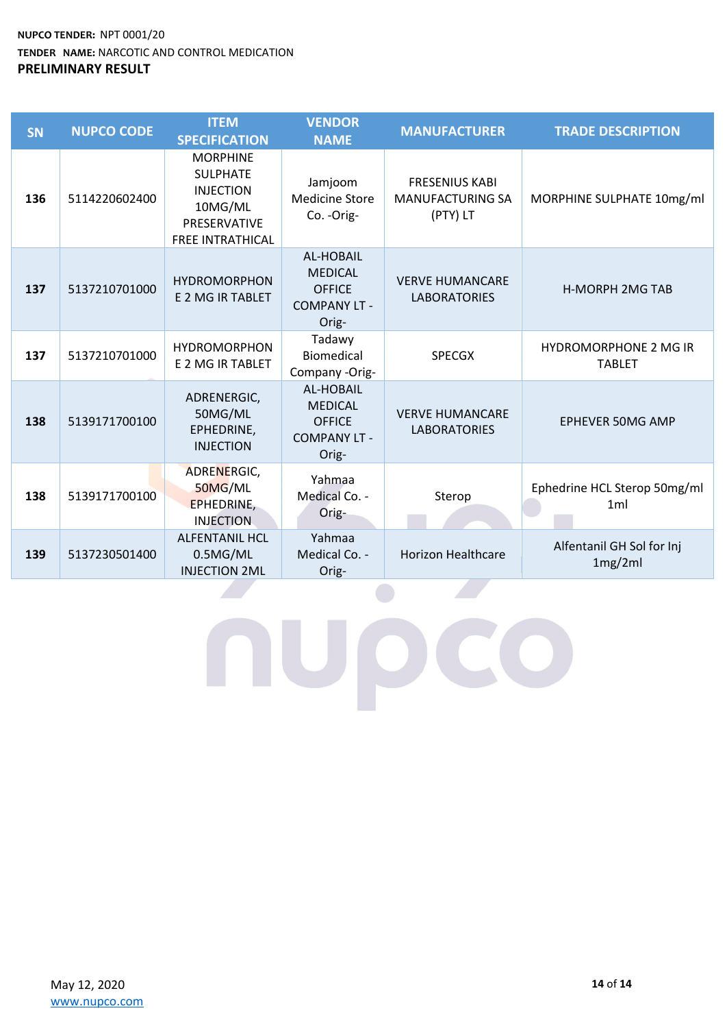**NUPCO TENDER:** NPT 0001/20

**TENDER NAME:** NARCOTIC AND CONTROL MEDICATION

**PRELIMINARY RESULT**

| SN | NUPCO CODE | ITEM SPECIFICATION | VENDOR NAME | MANUFACTURER | TRADE DESCRIPTION |
|---|---|---|---|---|---|
| **136** | 5114220602400 | MORPHINE SULPHATE INJECTION 10MG/ML PRESERVATIVE FREE INTRATHICAL | Jamjoom Medicine Store Co. -Orig- | FRESENIUS KABI MANUFACTURING SA (PTY) LT | MORPHINE SULPHATE 10mg/ml |
| **137** | 5137210701000 | HYDROMORPHONE 2 MG IR TABLET | AL-HOBAIL MEDICAL OFFICE COMPANY LT -Orig- | VERVE HUMANCARE LABORATORIES | H-MORPH 2MG TAB |
| **137** | 5137210701000 | HYDROMORPHONE 2 MG IR TABLET | Tadawy Biomedical Company -Orig- | SPECGX | HYDROMORPHONE 2 MG IR TABLET |
| **138** | 5139171700100 | ADRENERGIC, 50MG/ML EPHEDRINE, INJECTION | AL-HOBAIL MEDICAL OFFICE COMPANY LT -Orig- | VERVE HUMANCARE LABORATORIES | EPHEVER 50MG AMP |
| **138** | 5139171700100 | ADRENERGIC, 50MG/ML EPHEDRINE, INJECTION | Yahmaa Medical Co. -Orig- | Sterop | Ephedrine HCL Sterop 50mg/ml 1ml |
| **139** | 5137230501400 | ALFENTANIL HCL 0.5MG/ML INJECTION 2ML | Yahmaa Medical Co. -Orig- | Horizon Healthcare | Alfentanil GH Sol for Inj 1mg/2ml |

May 12, 2020

www.nupco.com